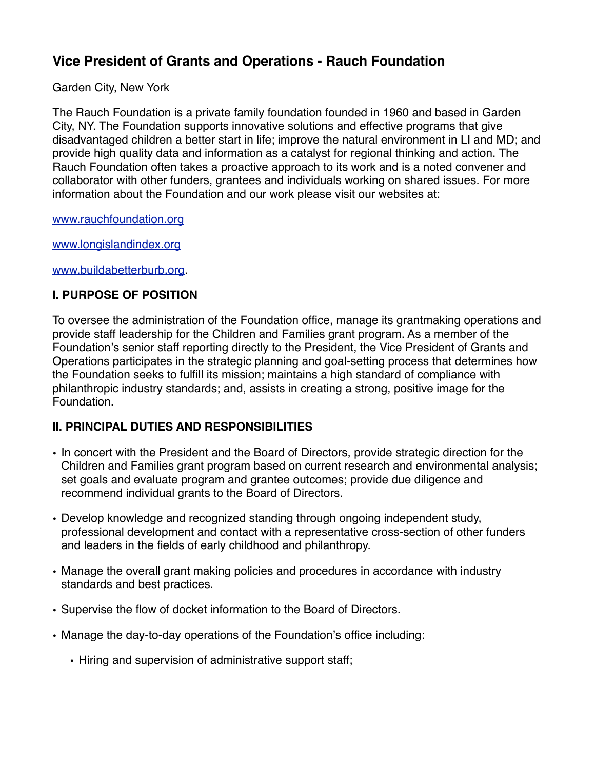# Vice President of Grants and Operations - Rauch Foundation

Garden City, New York

The Rauch Foundation is a private family foundation founded in 1960 and based in Garden City, NY. The Foundation supports innovative solutions and effective programs that give disadvantaged children a better start in life; improve the natural environment in LI and MD; and provide high quality data and information as a catalyst for regional thinking and action. The Rauch Foundation often takes a proactive approach to its work and is a noted convener and collaborator with other funders, grantees and individuals working on shared issues. For more information about the Foundation and our work please visit our websites at:

www.rauchfoundation.org

www.longislandindex.org

www.buildabetterburb.org.

## I. PURPOSE OF POSITION

To oversee the administration of the Foundation office, manage its grantmaking operations and provide staff leadership for the Children and Families grant program. As a member of the Foundation's senior staff reporting directly to the President, the Vice President of Grants and Operations participates in the strategic planning and goal-setting process that determines how the Foundation seeks to fulfill its mission; maintains a high standard of compliance with philanthropic industry standards; and, assists in creating a strong, positive image for the Foundation.

## II. PRINCIPAL DUTIES AND RESPONSIBILITIES

- In concert with the President and the Board of Directors, provide strategic direction for the Children and Families grant program based on current research and environmental analysis; set goals and evaluate program and grantee outcomes; provide due diligence and recommend individual grants to the Board of Directors.
- Develop knowledge and recognized standing through ongoing independent study, professional development and contact with a representative cross-section of other funders and leaders in the fields of early childhood and philanthropy.
- Manage the overall grant making policies and procedures in accordance with industry standards and best practices.
- Supervise the flow of docket information to the Board of Directors.
- Manage the day-to-day operations of the Foundation's office including:
  - Hiring and supervision of administrative support staff;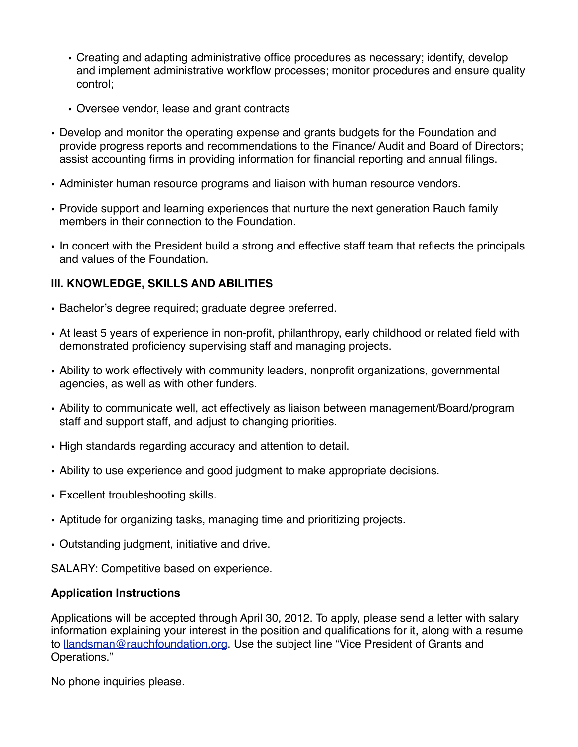- Creating and adapting administrative office procedures as necessary; identify, develop and implement administrative workflow processes; monitor procedures and ensure quality control;
  - Oversee vendor, lease and grant contracts

- Develop and monitor the operating expense and grants budgets for the Foundation and provide progress reports and recommendations to the Finance/ Audit and Board of Directors; assist accounting firms in providing information for financial reporting and annual filings.
- Administer human resource programs and liaison with human resource vendors.
- Provide support and learning experiences that nurture the next generation Rauch family members in their connection to the Foundation.
- In concert with the President build a strong and effective staff team that reflects the principals and values of the Foundation.

**III. KNOWLEDGE, SKILLS AND ABILITIES**

- Bachelor's degree required; graduate degree preferred.
- At least 5 years of experience in non-profit, philanthropy, early childhood or related field with demonstrated proficiency supervising staff and managing projects.
- Ability to work effectively with community leaders, nonprofit organizations, governmental agencies, as well as with other funders.
- Ability to communicate well, act effectively as liaison between management/Board/program staff and support staff, and adjust to changing priorities.
- High standards regarding accuracy and attention to detail.
- Ability to use experience and good judgment to make appropriate decisions.
- Excellent troubleshooting skills.
- Aptitude for organizing tasks, managing time and prioritizing projects.
- Outstanding judgment, initiative and drive.

SALARY: Competitive based on experience.

**Application Instructions**

Applications will be accepted through April 30, 2012. To apply, please send a letter with salary information explaining your interest in the position and qualifications for it, along with a resume to llandsman@rauchfoundation.org. Use the subject line "Vice President of Grants and Operations."

No phone inquiries please.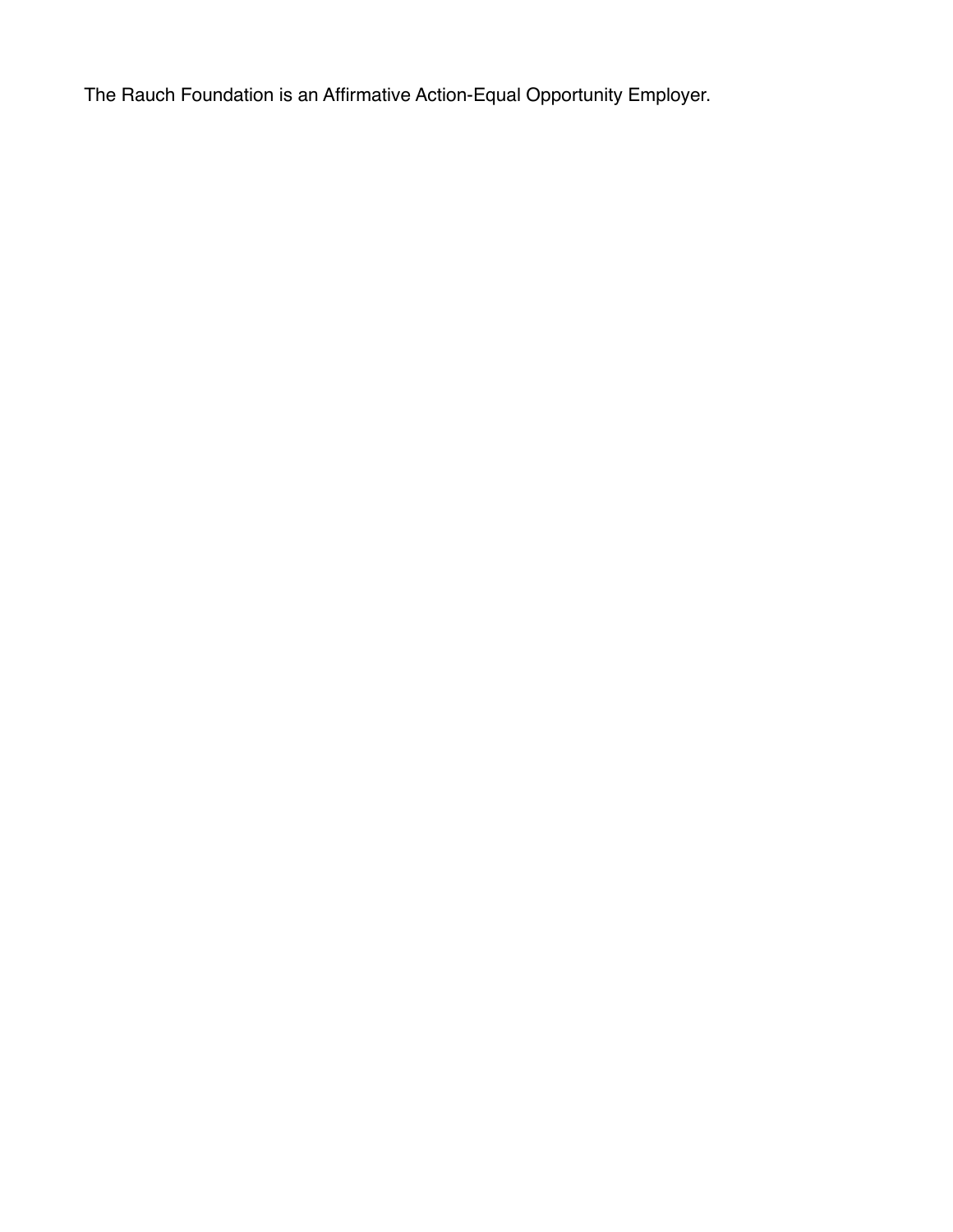The Rauch Foundation is an Affirmative Action-Equal Opportunity Employer.